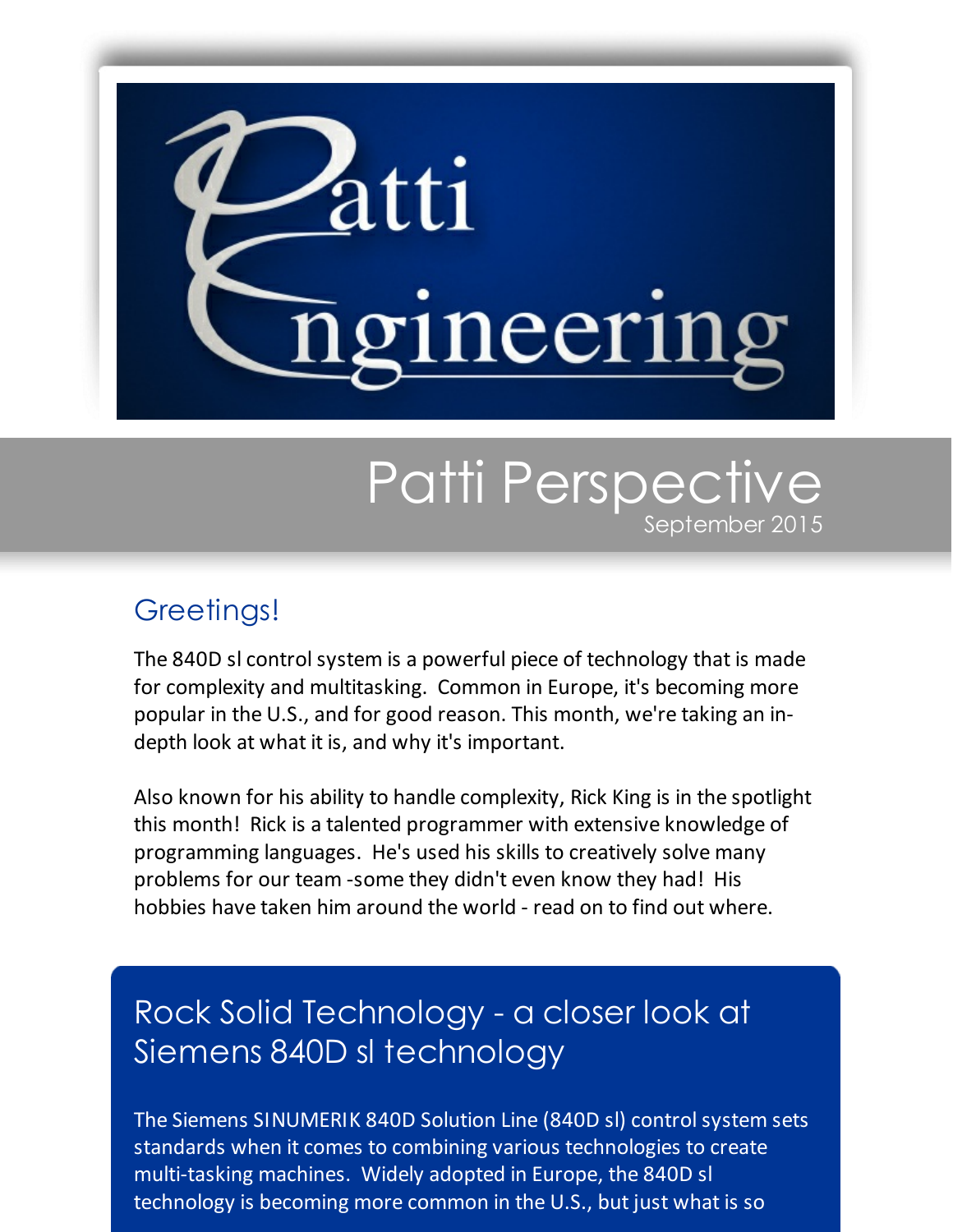# Patti Engineering

## Patti Perspective

September 2015

### Greetings!

The 840D sl control system is a powerful piece of technology that is made for complexity and multitasking. Common in Europe, it's becoming more popular in the U.S., and for good reason. This month, we're taking an in-depth look at what it is, and why it's important.

Also known for his ability to handle complexity, Rick King is in the spotlight this month! Rick is a talented programmer with extensive knowledge of programming languages. He's used his skills to creatively solve many problems for our team -some they didn't even know they had! His hobbies have taken him around the world - read on to find out where.

### Rock Solid Technology - a closer look at Siemens 840D sl technology

The Siemens SINUMERIK 840D Solution Line (840D sl) control system sets standards when it comes to combining various technologies to create multi-tasking machines. Widely adopted in Europe, the 840D sl technology is becoming more common in the U.S., but just what is so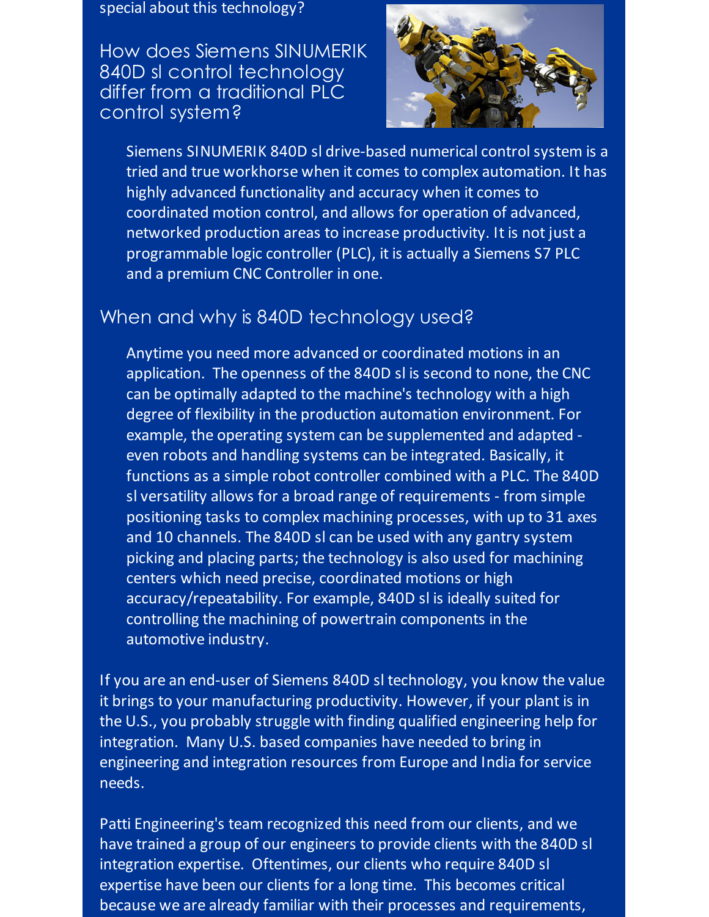special about this technology?

## How does Siemens SINUMERIK 840D sl control technology differ from a traditional PLC control system?

Siemens SINUMERIK 840D sl drive-based numerical control system is a tried and true workhorse when it comes to complex automation. It has highly advanced functionality and accuracy when it comes to coordinated motion control, and allows for operation of advanced, networked production areas to increase productivity. It is not just a programmable logic controller (PLC), it is actually a Siemens S7 PLC and a premium CNC Controller in one.

## When and why is 840D technology used?

Anytime you need more advanced or coordinated motions in an application. The openness of the 840D sl is second to none, the CNC can be optimally adapted to the machine's technology with a high degree of flexibility in the production automation environment. For example, the operating system can be supplemented and adapted - even robots and handling systems can be integrated. Basically, it functions as a simple robot controller combined with a PLC. The 840D sl versatility allows for a broad range of requirements - from simple positioning tasks to complex machining processes, with up to 31 axes and 10 channels. The 840D sl can be used with any gantry system picking and placing parts; the technology is also used for machining centers which need precise, coordinated motions or high accuracy/repeatability. For example, 840D sl is ideally suited for controlling the machining of powertrain components in the automotive industry.

If you are an end-user of Siemens 840D sl technology, you know the value it brings to your manufacturing productivity. However, if your plant is in the U.S., you probably struggle with finding qualified engineering help for integration. Many U.S. based companies have needed to bring in engineering and integration resources from Europe and India for service needs.

Patti Engineering's team recognized this need from our clients, and we have trained a group of our engineers to provide clients with the 840D sl integration expertise. Oftentimes, our clients who require 840D sl expertise have been our clients for a long time. This becomes critical because we are already familiar with their processes and requirements,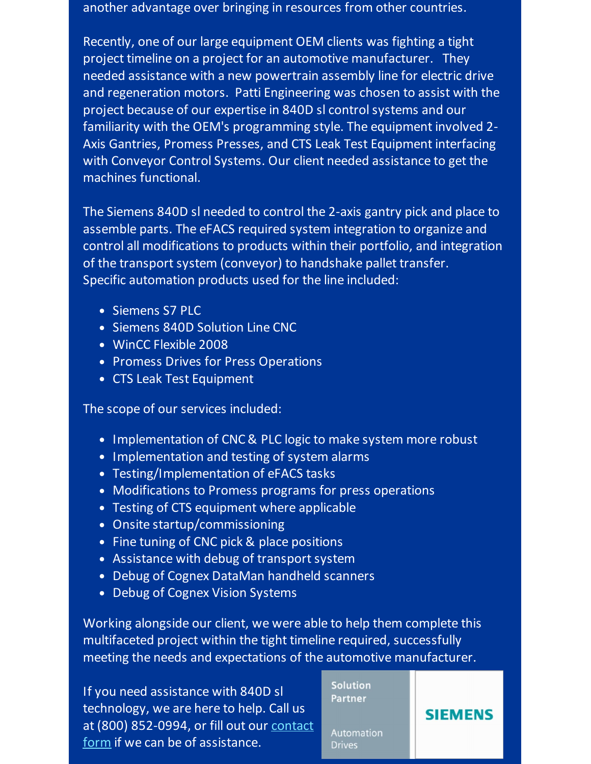another advantage over bringing in resources from other countries.

Recently, one of our large equipment OEM clients was fighting a tight project timeline on a project for an automotive manufacturer. They needed assistance with a new powertrain assembly line for electric drive and regeneration motors. Patti Engineering was chosen to assist with the project because of our expertise in 840D sl control systems and our familiarity with the OEM's programming style. The equipment involved 2-Axis Gantries, Promess Presses, and CTS Leak Test Equipment interfacing with Conveyor Control Systems. Our client needed assistance to get the machines functional.

The Siemens 840D sl needed to control the 2-axis gantry pick and place to assemble parts. The eFACS required system integration to organize and control all modifications to products within their portfolio, and integration of the transport system (conveyor) to handshake pallet transfer. Specific automation products used for the line included:

- Siemens S7 PLC
- Siemens 840D Solution Line CNC
- WinCC Flexible 2008
- Promess Drives for Press Operations
- CTS Leak Test Equipment

The scope of our services included:

- Implementation of CNC & PLC logic to make system more robust
- Implementation and testing of system alarms
- Testing/Implementation of eFACS tasks
- Modifications to Promess programs for press operations
- Testing of CTS equipment where applicable
- Onsite startup/commissioning
- Fine tuning of CNC pick & place positions
- Assistance with debug of transport system
- Debug of Cognex DataMan handheld scanners
- Debug of Cognex Vision Systems

Working alongside our client, we were able to help them complete this multifaceted project within the tight timeline required, successfully meeting the needs and expectations of the automotive manufacturer.

If you need assistance with 840D sl technology, we are here to help. Call us at (800) 852-0994, or fill out our contact form if we can be of assistance.

Solution Partner

Automation Drives

SIEMENS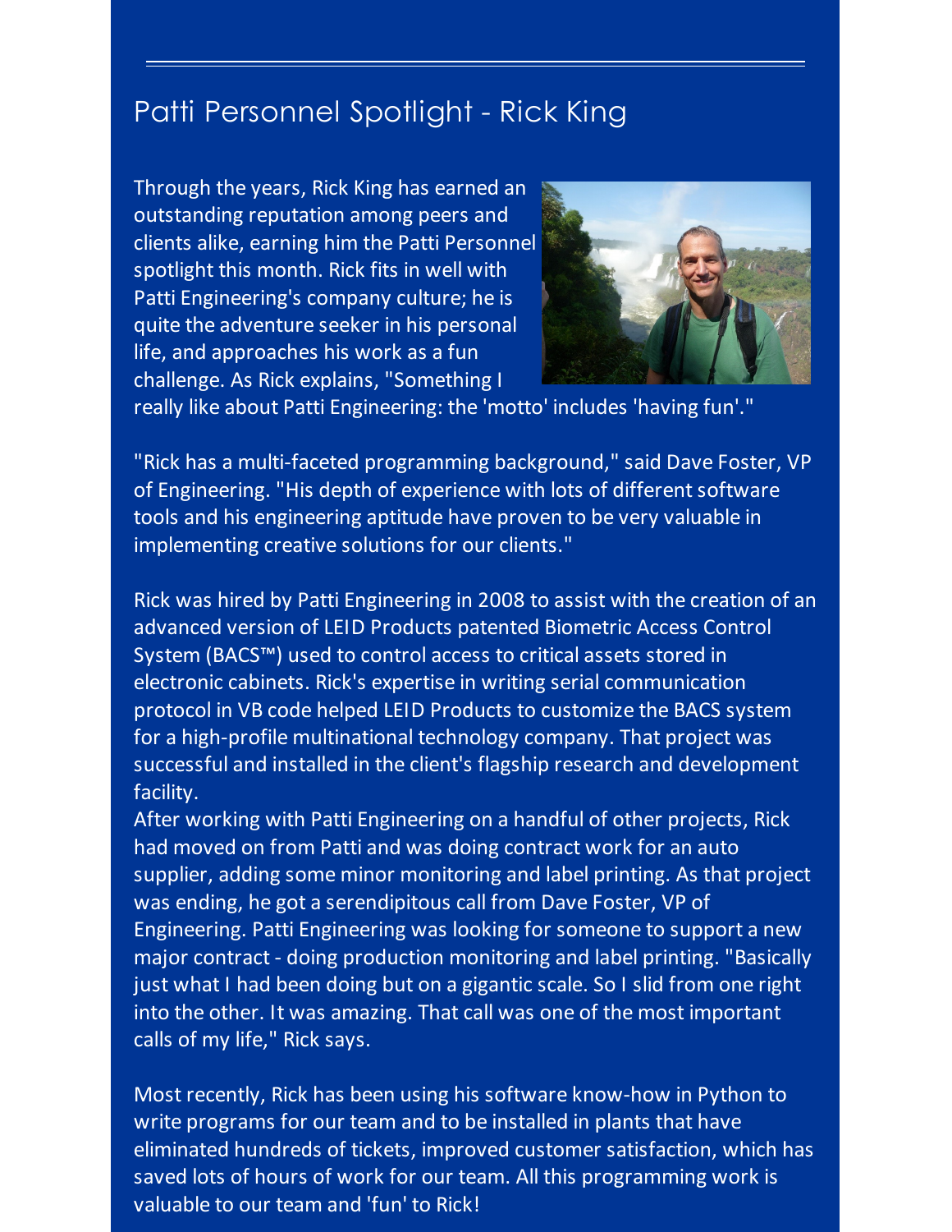## Patti Personnel Spotlight - Rick King

Through the years, Rick King has earned an outstanding reputation among peers and clients alike, earning him the Patti Personnel spotlight this month. Rick fits in well with Patti Engineering's company culture; he is quite the adventure seeker in his personal life, and approaches his work as a fun challenge. As Rick explains, "Something I really like about Patti Engineering: the 'motto' includes 'having fun'."

"Rick has a multi-faceted programming background," said Dave Foster, VP of Engineering. "His depth of experience with lots of different software tools and his engineering aptitude have proven to be very valuable in implementing creative solutions for our clients."

Rick was hired by Patti Engineering in 2008 to assist with the creation of an advanced version of LEID Products patented Biometric Access Control System (BACS™) used to control access to critical assets stored in electronic cabinets. Rick's expertise in writing serial communication protocol in VB code helped LEID Products to customize the BACS system for a high-profile multinational technology company. That project was successful and installed in the client's flagship research and development facility.

After working with Patti Engineering on a handful of other projects, Rick had moved on from Patti and was doing contract work for an auto supplier, adding some minor monitoring and label printing. As that project was ending, he got a serendipitous call from Dave Foster, VP of Engineering. Patti Engineering was looking for someone to support a new major contract - doing production monitoring and label printing. "Basically just what I had been doing but on a gigantic scale. So I slid from one right into the other. It was amazing. That call was one of the most important calls of my life," Rick says.

Most recently, Rick has been using his software know-how in Python to write programs for our team and to be installed in plants that have eliminated hundreds of tickets, improved customer satisfaction, which has saved lots of hours of work for our team. All this programming work is valuable to our team and 'fun' to Rick!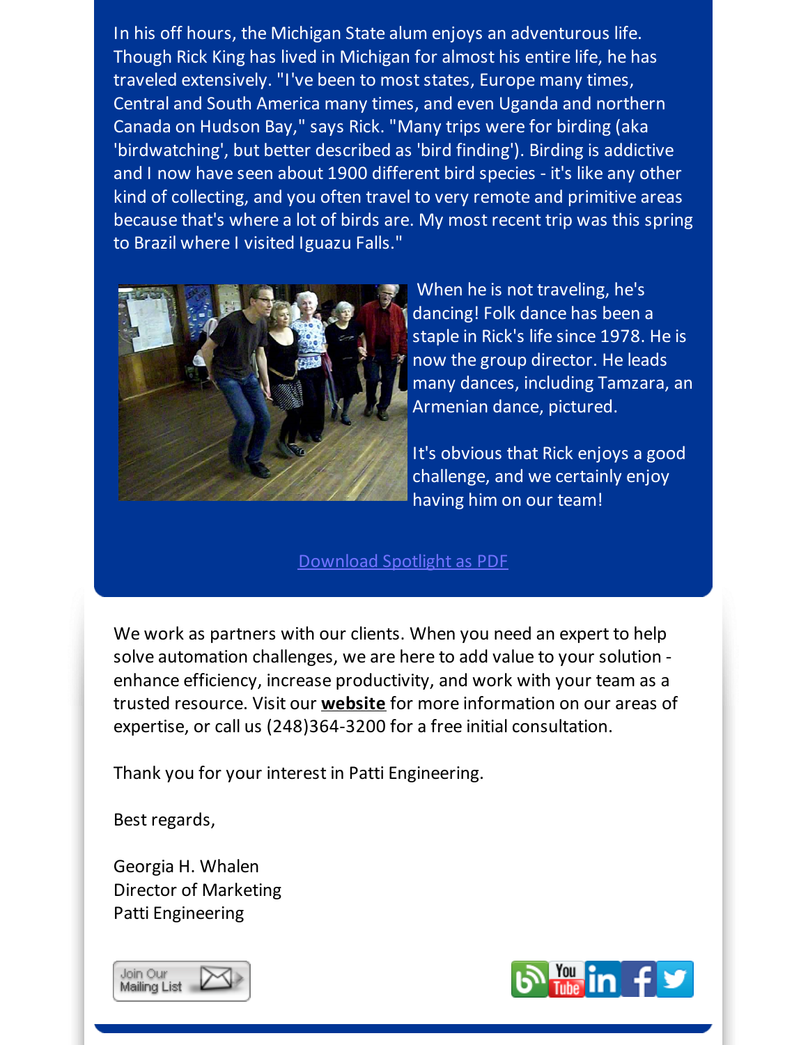In his off hours, the Michigan State alum enjoys an adventurous life. Though Rick King has lived in Michigan for almost his entire life, he has traveled extensively. "I've been to most states, Europe many times, Central and South America many times, and even Uganda and northern Canada on Hudson Bay," says Rick. "Many trips were for birding (aka 'birdwatching', but better described as 'bird finding'). Birding is addictive and I now have seen about 1900 different bird species - it's like any other kind of collecting, and you often travel to very remote and primitive areas because that's where a lot of birds are. My most recent trip was this spring to Brazil where I visited Iguazu Falls."

When he is not traveling, he's dancing! Folk dance has been a staple in Rick's life since 1978. He is now the group director. He leads many dances, including Tamzara, an Armenian dance, pictured.

It's obvious that Rick enjoys a good challenge, and we certainly enjoy having him on our team!

Download Spotlight as PDF

We work as partners with our clients. When you need an expert to help solve automation challenges, we are here to add value to your solution - enhance efficiency, increase productivity, and work with your team as a trusted resource. Visit our **website** for more information on our areas of expertise, or call us (248)364-3200 for a free initial consultation.

Thank you for your interest in Patti Engineering.

Best regards,

Georgia H. Whalen
Director of Marketing
Patti Engineering

Join Our Mailing List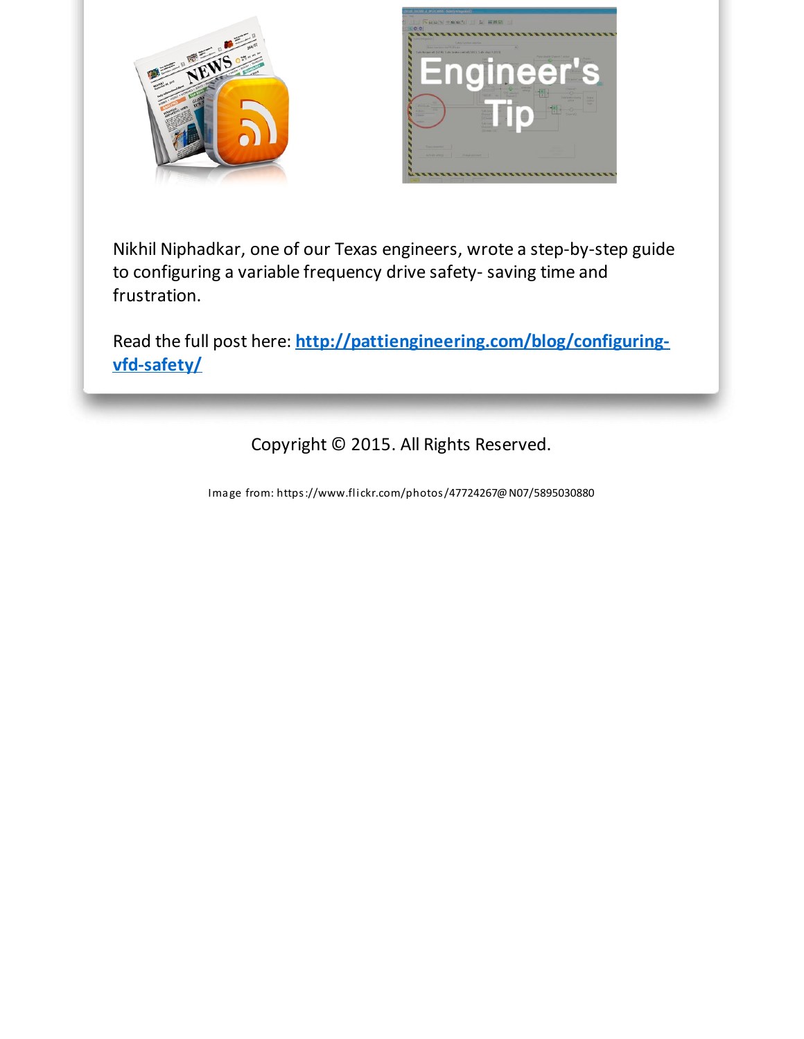Nikhil Niphadkar, one of our Texas engineers, wrote a step-by-step guide to configuring a variable frequency drive safety- saving time and frustration.

Read the full post here: **[http://pattiengineering.com/blog/configuring-vfd-safety/](http://pattiengineering.com/blog/configuring-vfd-safety/)**

Copyright © 2015. All Rights Reserved.

Image from: https://www.flickr.com/photos/47724267@N07/5895030880